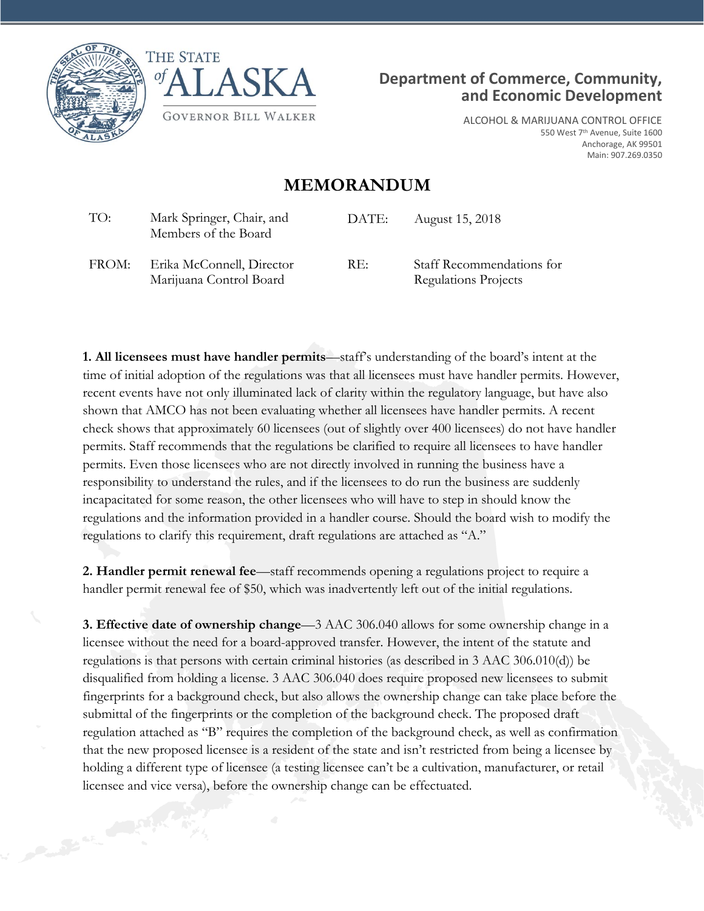THE STATE *of* ALASKA

GOVERNOR BILL WALKER

**Department of Commerce, Community, and Economic Development**

ALCOHOL & MARIJUANA CONTROL OFFICE
550 West 7th Avenue, Suite 1600
Anchorage, AK 99501
Main: 907.269.0350

# MEMORANDUM

| | | | |
|---|---|---|---|
| TO: | Mark Springer, Chair, and Members of the Board | DATE: | August 15, 2018 |
| FROM: | Erika McConnell, Director Marijuana Control Board | RE: | Staff Recommendations for Regulations Projects |

**1. All licensees must have handler permits**—staff's understanding of the board's intent at the time of initial adoption of the regulations was that all licensees must have handler permits. However, recent events have not only illuminated lack of clarity within the regulatory language, but have also shown that AMCO has not been evaluating whether all licensees have handler permits. A recent check shows that approximately 60 licensees (out of slightly over 400 licensees) do not have handler permits. Staff recommends that the regulations be clarified to require all licensees to have handler permits. Even those licensees who are not directly involved in running the business have a responsibility to understand the rules, and if the licensees to do run the business are suddenly incapacitated for some reason, the other licensees who will have to step in should know the regulations and the information provided in a handler course. Should the board wish to modify the regulations to clarify this requirement, draft regulations are attached as "A."

**2. Handler permit renewal fee**—staff recommends opening a regulations project to require a handler permit renewal fee of $50, which was inadvertently left out of the initial regulations.

**3. Effective date of ownership change**—3 AAC 306.040 allows for some ownership change in a licensee without the need for a board-approved transfer. However, the intent of the statute and regulations is that persons with certain criminal histories (as described in 3 AAC 306.010(d)) be disqualified from holding a license. 3 AAC 306.040 does require proposed new licensees to submit fingerprints for a background check, but also allows the ownership change can take place before the submittal of the fingerprints or the completion of the background check. The proposed draft regulation attached as "B" requires the completion of the background check, as well as confirmation that the new proposed licensee is a resident of the state and isn't restricted from being a licensee by holding a different type of licensee (a testing licensee can't be a cultivation, manufacturer, or retail licensee and vice versa), before the ownership change can be effectuated.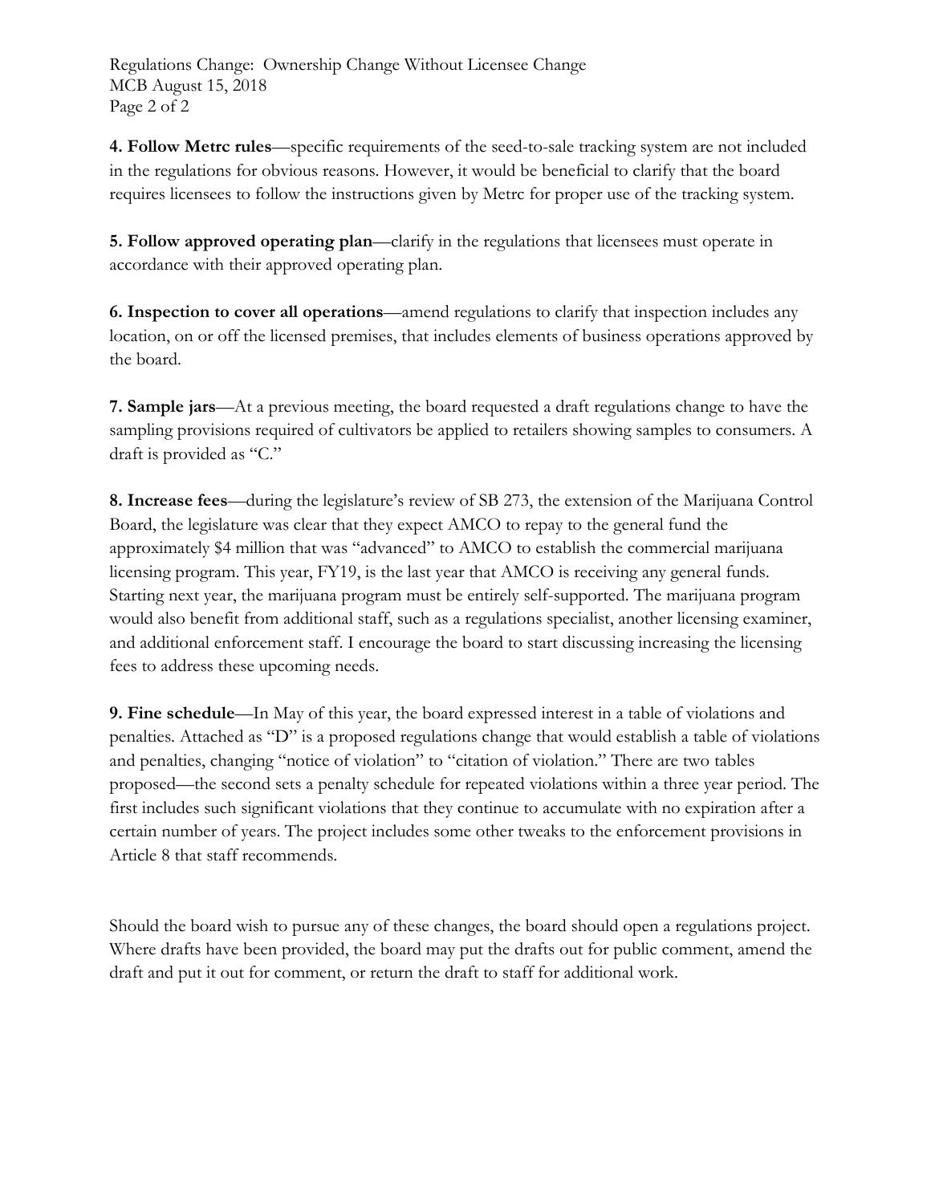**4. Follow Metrc rules**—specific requirements of the seed-to-sale tracking system are not included in the regulations for obvious reasons. However, it would be beneficial to clarify that the board requires licensees to follow the instructions given by Metrc for proper use of the tracking system.

**5. Follow approved operating plan**—clarify in the regulations that licensees must operate in accordance with their approved operating plan.

**6. Inspection to cover all operations**—amend regulations to clarify that inspection includes any location, on or off the licensed premises, that includes elements of business operations approved by the board.

**7. Sample jars**—At a previous meeting, the board requested a draft regulations change to have the sampling provisions required of cultivators be applied to retailers showing samples to consumers. A draft is provided as "C."

**8. Increase fees**—during the legislature's review of SB 273, the extension of the Marijuana Control Board, the legislature was clear that they expect AMCO to repay to the general fund the approximately $4 million that was "advanced" to AMCO to establish the commercial marijuana licensing program. This year, FY19, is the last year that AMCO is receiving any general funds. Starting next year, the marijuana program must be entirely self-supported. The marijuana program would also benefit from additional staff, such as a regulations specialist, another licensing examiner, and additional enforcement staff. I encourage the board to start discussing increasing the licensing fees to address these upcoming needs.

**9. Fine schedule**—In May of this year, the board expressed interest in a table of violations and penalties. Attached as "D" is a proposed regulations change that would establish a table of violations and penalties, changing "notice of violation" to "citation of violation." There are two tables proposed—the second sets a penalty schedule for repeated violations within a three year period. The first includes such significant violations that they continue to accumulate with no expiration after a certain number of years. The project includes some other tweaks to the enforcement provisions in Article 8 that staff recommends.

Should the board wish to pursue any of these changes, the board should open a regulations project. Where drafts have been provided, the board may put the drafts out for public comment, amend the draft and put it out for comment, or return the draft to staff for additional work.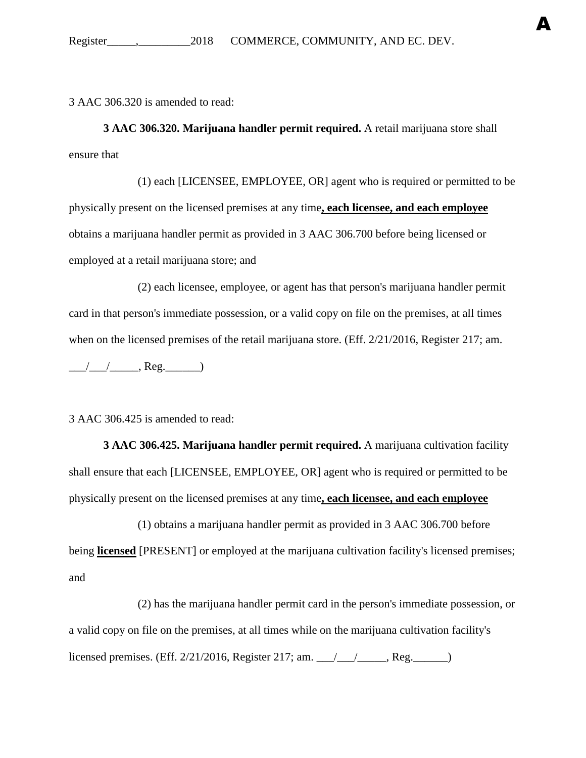3 AAC 306.320 is amended to read:

**3 AAC 306.320. Marijuana handler permit required.** A retail marijuana store shall ensure that

(1) each [LICENSEE, EMPLOYEE, OR] agent who is required or permitted to be physically present on the licensed premises at any time**, each licensee, and each employee** obtains a marijuana handler permit as provided in 3 AAC 306.700 before being licensed or employed at a retail marijuana store; and

(2) each licensee, employee, or agent has that person's marijuana handler permit card in that person's immediate possession, or a valid copy on file on the premises, at all times when on the licensed premises of the retail marijuana store. (Eff. 2/21/2016, Register 217; am. ___/___/_____, Reg.______)

3 AAC 306.425 is amended to read:

**3 AAC 306.425. Marijuana handler permit required.** A marijuana cultivation facility shall ensure that each [LICENSEE, EMPLOYEE, OR] agent who is required or permitted to be physically present on the licensed premises at any time**, each licensee, and each employee**

(1) obtains a marijuana handler permit as provided in 3 AAC 306.700 before being **licensed** [PRESENT] or employed at the marijuana cultivation facility's licensed premises; and

(2) has the marijuana handler permit card in the person's immediate possession, or a valid copy on file on the premises, at all times while on the marijuana cultivation facility's licensed premises. (Eff. 2/21/2016, Register 217; am. ___/___/_____, Reg.______)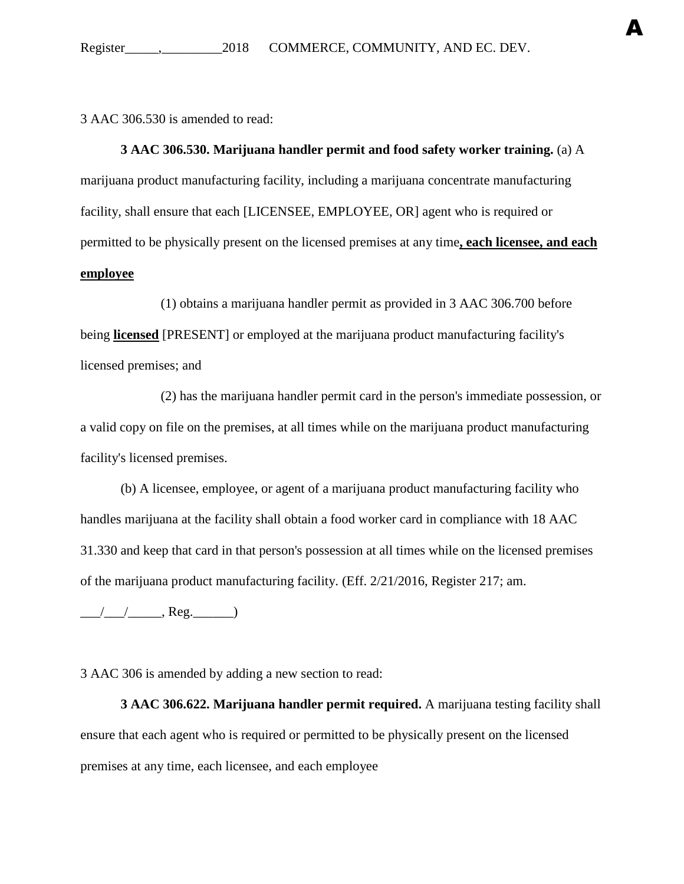3 AAC 306.530 is amended to read:

**3 AAC 306.530. Marijuana handler permit and food safety worker training.** (a) A marijuana product manufacturing facility, including a marijuana concentrate manufacturing facility, shall ensure that each [LICENSEE, EMPLOYEE, OR] agent who is required or permitted to be physically present on the licensed premises at any time**, each licensee, and each employee**

(1) obtains a marijuana handler permit as provided in 3 AAC 306.700 before being **licensed** [PRESENT] or employed at the marijuana product manufacturing facility's licensed premises; and

(2) has the marijuana handler permit card in the person's immediate possession, or a valid copy on file on the premises, at all times while on the marijuana product manufacturing facility's licensed premises.

(b) A licensee, employee, or agent of a marijuana product manufacturing facility who handles marijuana at the facility shall obtain a food worker card in compliance with 18 AAC 31.330 and keep that card in that person's possession at all times while on the licensed premises of the marijuana product manufacturing facility. (Eff. 2/21/2016, Register 217; am. \_\_\_/\_\_\_/\_\_\_\_\_, Reg.\_\_\_\_\_\_)

3 AAC 306 is amended by adding a new section to read:

**3 AAC 306.622. Marijuana handler permit required.** A marijuana testing facility shall ensure that each agent who is required or permitted to be physically present on the licensed premises at any time, each licensee, and each employee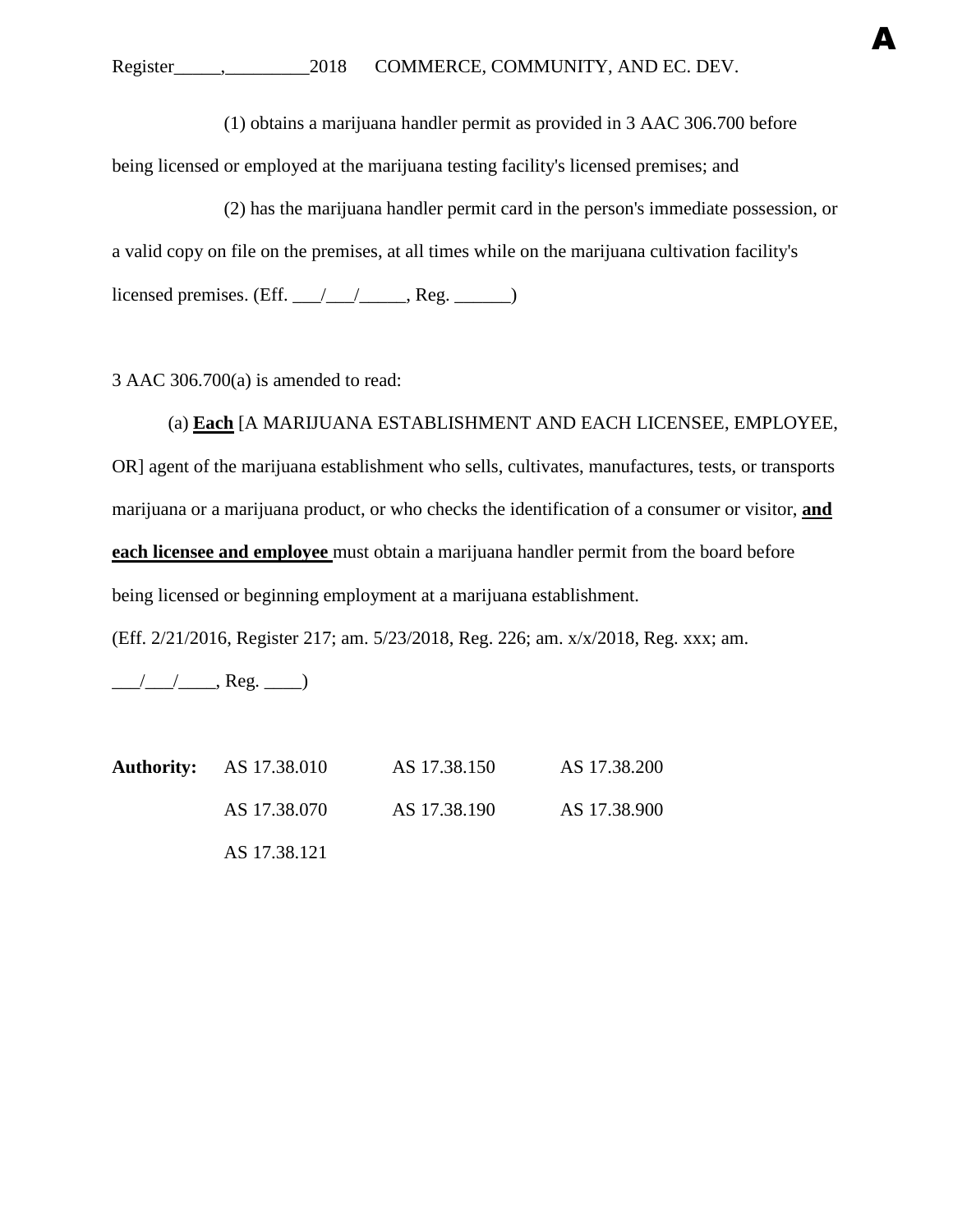(1) obtains a marijuana handler permit as provided in 3 AAC 306.700 before being licensed or employed at the marijuana testing facility's licensed premises; and

(2) has the marijuana handler permit card in the person's immediate possession, or a valid copy on file on the premises, at all times while on the marijuana cultivation facility's licensed premises. (Eff. ___/___/_____, Reg. ______)

3 AAC 306.700(a) is amended to read:

(a) **Each** [A MARIJUANA ESTABLISHMENT AND EACH LICENSEE, EMPLOYEE, OR] agent of the marijuana establishment who sells, cultivates, manufactures, tests, or transports marijuana or a marijuana product, or who checks the identification of a consumer or visitor, **and each licensee and employee** must obtain a marijuana handler permit from the board before being licensed or beginning employment at a marijuana establishment.

(Eff. 2/21/2016, Register 217; am. 5/23/2018, Reg. 226; am. x/x/2018, Reg. xxx; am. ___/___/____, Reg. ____)

| **Authority:** | AS 17.38.010 | AS 17.38.150 | AS 17.38.200 |
|---|---|---|---|
| | AS 17.38.070 | AS 17.38.190 | AS 17.38.900 |
| | AS 17.38.121 | | |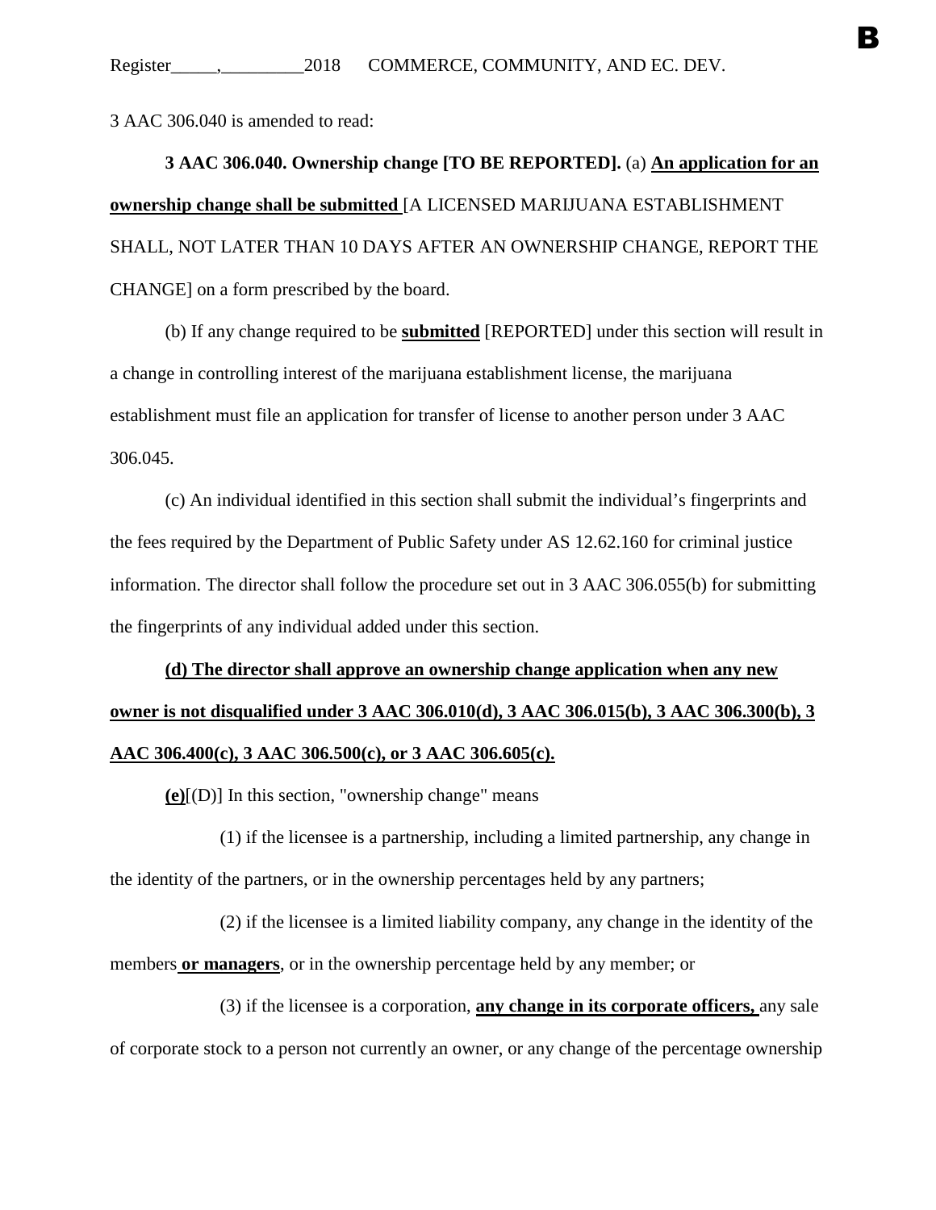3 AAC 306.040 is amended to read:

**3 AAC 306.040. Ownership change [TO BE REPORTED].** (a) **An application for an ownership change shall be submitted** [A LICENSED MARIJUANA ESTABLISHMENT SHALL, NOT LATER THAN 10 DAYS AFTER AN OWNERSHIP CHANGE, REPORT THE CHANGE] on a form prescribed by the board.

(b) If any change required to be **submitted** [REPORTED] under this section will result in a change in controlling interest of the marijuana establishment license, the marijuana establishment must file an application for transfer of license to another person under 3 AAC 306.045.

(c) An individual identified in this section shall submit the individual's fingerprints and the fees required by the Department of Public Safety under AS 12.62.160 for criminal justice information. The director shall follow the procedure set out in 3 AAC 306.055(b) for submitting the fingerprints of any individual added under this section.

**(d) The director shall approve an ownership change application when any new owner is not disqualified under 3 AAC 306.010(d), 3 AAC 306.015(b), 3 AAC 306.300(b), 3 AAC 306.400(c), 3 AAC 306.500(c), or 3 AAC 306.605(c).**

**(e)**[(D)] In this section, "ownership change" means

(1) if the licensee is a partnership, including a limited partnership, any change in the identity of the partners, or in the ownership percentages held by any partners;

(2) if the licensee is a limited liability company, any change in the identity of the members **or managers**, or in the ownership percentage held by any member; or

(3) if the licensee is a corporation, **any change in its corporate officers,** any sale of corporate stock to a person not currently an owner, or any change of the percentage ownership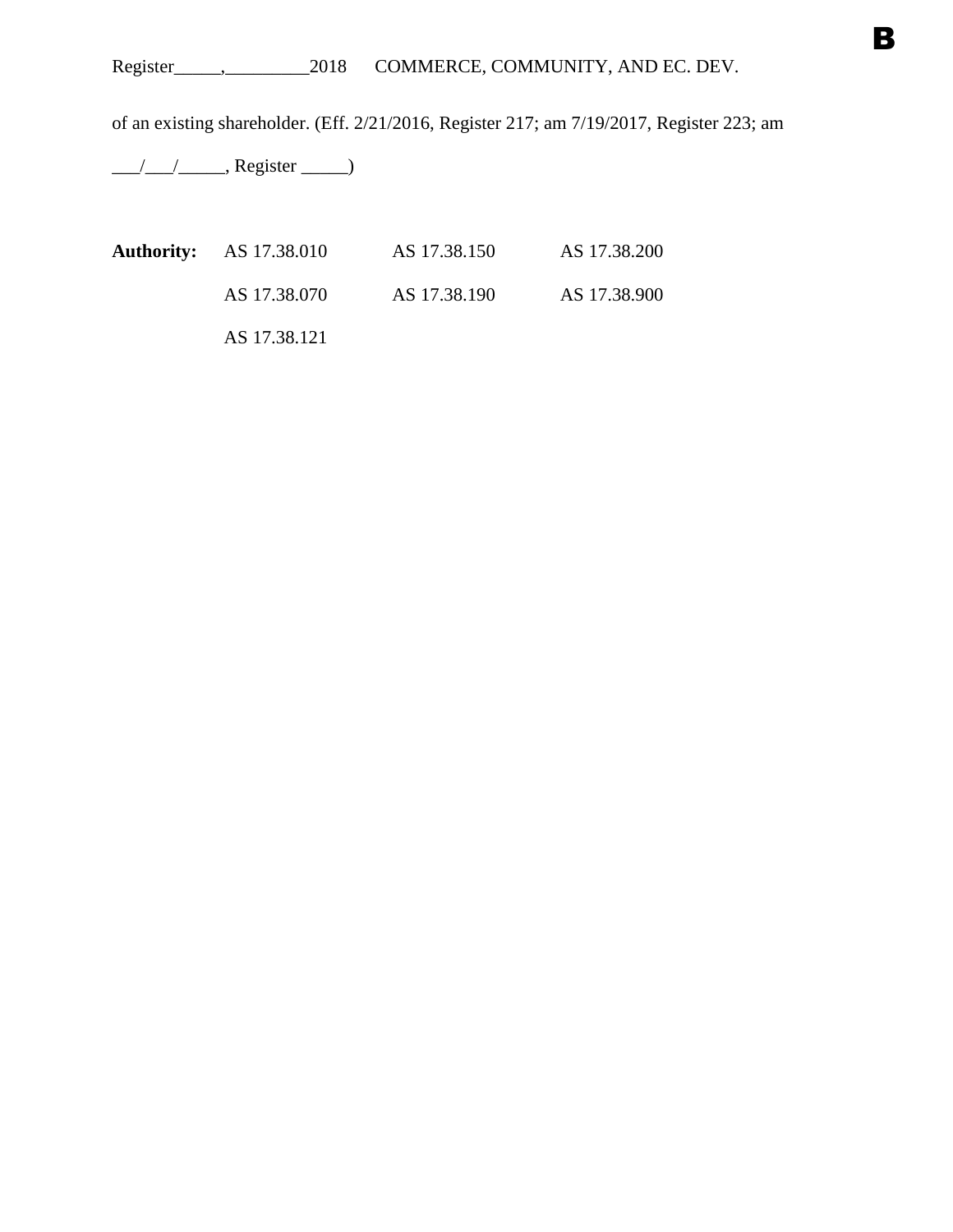of an existing shareholder. (Eff. 2/21/2016, Register 217; am 7/19/2017, Register 223; am ___/___/_____, Register _____)

| **Authority:** | AS 17.38.010 | AS 17.38.150 | AS 17.38.200 |
|---|---|---|---|
| | AS 17.38.070 | AS 17.38.190 | AS 17.38.900 |
| | AS 17.38.121 | | |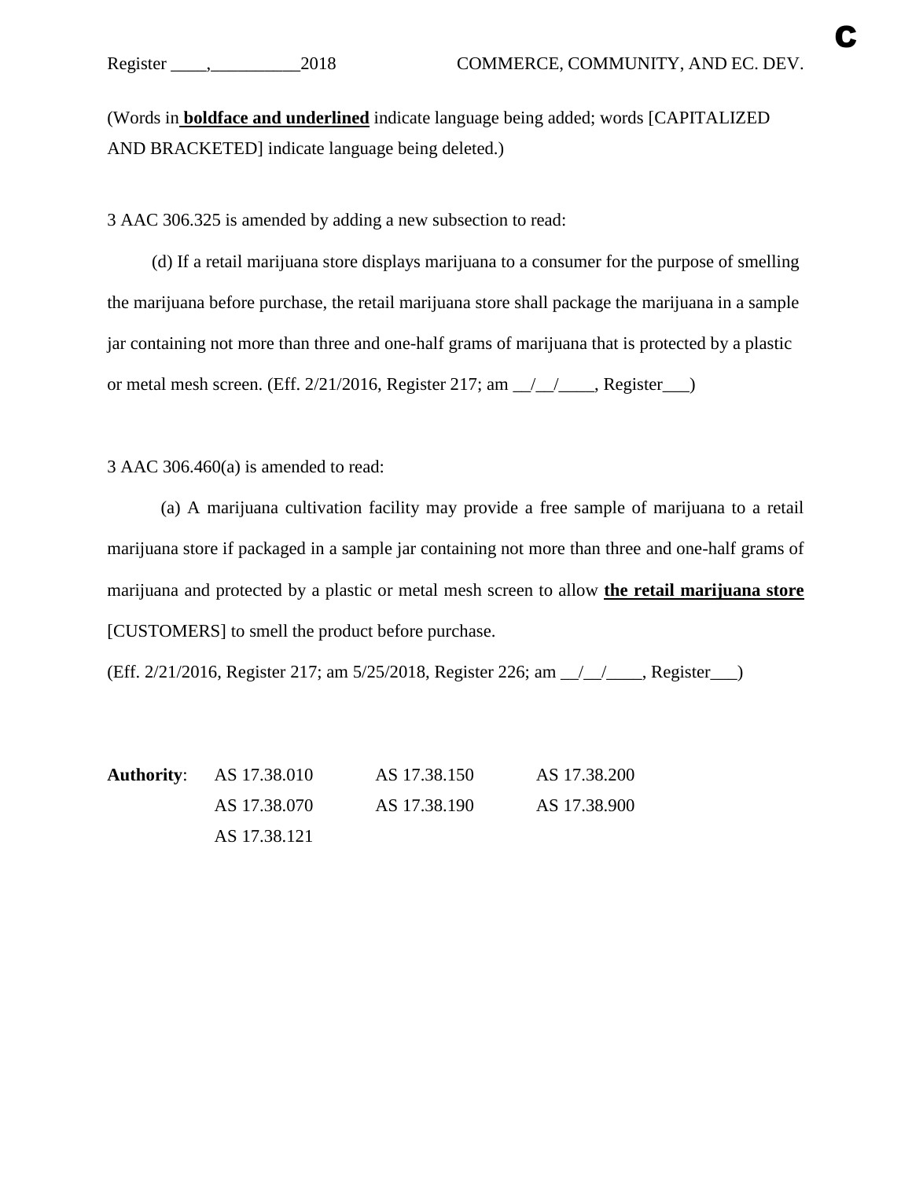(Words in **<u>boldface and underlined</u>** indicate language being added; words [CAPITALIZED AND BRACKETED] indicate language being deleted.)

3 AAC 306.325 is amended by adding a new subsection to read:

(d) If a retail marijuana store displays marijuana to a consumer for the purpose of smelling the marijuana before purchase, the retail marijuana store shall package the marijuana in a sample jar containing not more than three and one-half grams of marijuana that is protected by a plastic or metal mesh screen. (Eff. 2/21/2016, Register 217; am __/__/____, Register___)

3 AAC 306.460(a) is amended to read:

(a) A marijuana cultivation facility may provide a free sample of marijuana to a retail marijuana store if packaged in a sample jar containing not more than three and one-half grams of marijuana and protected by a plastic or metal mesh screen to allow **<u>the retail marijuana store</u>** [CUSTOMERS] to smell the product before purchase.

(Eff. 2/21/2016, Register 217; am 5/25/2018, Register 226; am __/__/____, Register___)

**Authority**: AS 17.38.010 AS 17.38.150 AS 17.38.200
AS 17.38.070 AS 17.38.190 AS 17.38.900
AS 17.38.121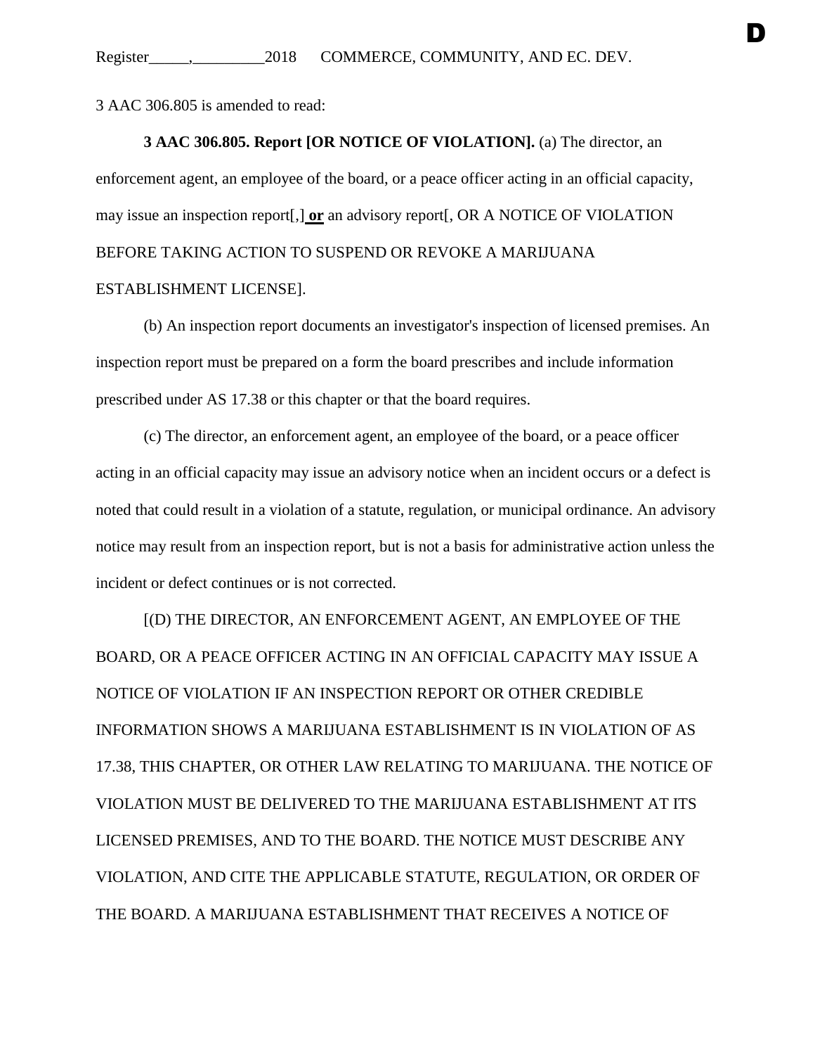3 AAC 306.805 is amended to read:

**3 AAC 306.805. Report [OR NOTICE OF VIOLATION].** (a) The director, an enforcement agent, an employee of the board, or a peace officer acting in an official capacity, may issue an inspection report[,] **or** an advisory report[, OR A NOTICE OF VIOLATION BEFORE TAKING ACTION TO SUSPEND OR REVOKE A MARIJUANA ESTABLISHMENT LICENSE].

(b) An inspection report documents an investigator's inspection of licensed premises. An inspection report must be prepared on a form the board prescribes and include information prescribed under AS 17.38 or this chapter or that the board requires.

(c) The director, an enforcement agent, an employee of the board, or a peace officer acting in an official capacity may issue an advisory notice when an incident occurs or a defect is noted that could result in a violation of a statute, regulation, or municipal ordinance. An advisory notice may result from an inspection report, but is not a basis for administrative action unless the incident or defect continues or is not corrected.

[(D) THE DIRECTOR, AN ENFORCEMENT AGENT, AN EMPLOYEE OF THE BOARD, OR A PEACE OFFICER ACTING IN AN OFFICIAL CAPACITY MAY ISSUE A NOTICE OF VIOLATION IF AN INSPECTION REPORT OR OTHER CREDIBLE INFORMATION SHOWS A MARIJUANA ESTABLISHMENT IS IN VIOLATION OF AS 17.38, THIS CHAPTER, OR OTHER LAW RELATING TO MARIJUANA. THE NOTICE OF VIOLATION MUST BE DELIVERED TO THE MARIJUANA ESTABLISHMENT AT ITS LICENSED PREMISES, AND TO THE BOARD. THE NOTICE MUST DESCRIBE ANY VIOLATION, AND CITE THE APPLICABLE STATUTE, REGULATION, OR ORDER OF THE BOARD. A MARIJUANA ESTABLISHMENT THAT RECEIVES A NOTICE OF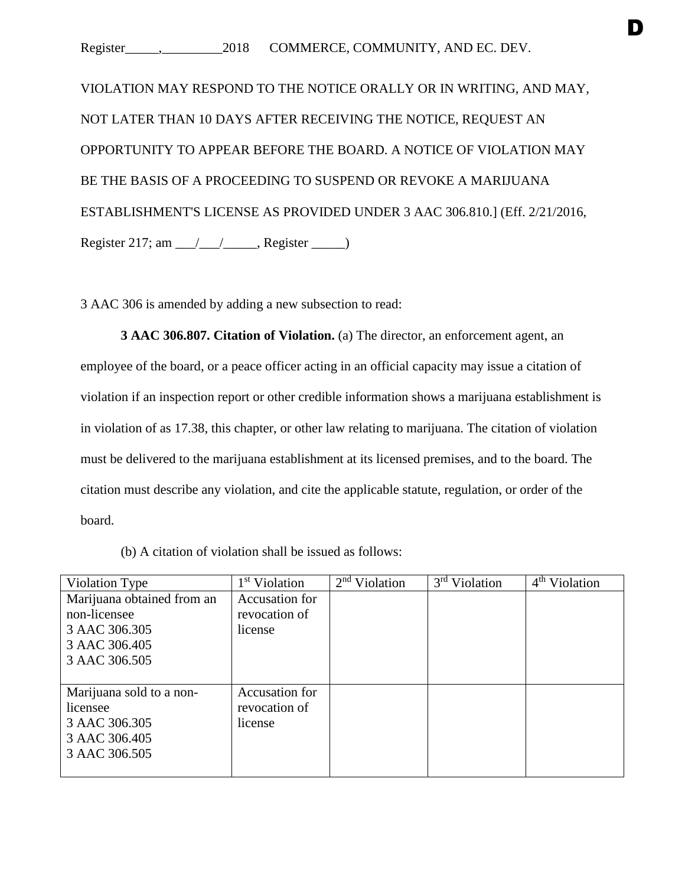VIOLATION MAY RESPOND TO THE NOTICE ORALLY OR IN WRITING, AND MAY, NOT LATER THAN 10 DAYS AFTER RECEIVING THE NOTICE, REQUEST AN OPPORTUNITY TO APPEAR BEFORE THE BOARD. A NOTICE OF VIOLATION MAY BE THE BASIS OF A PROCEEDING TO SUSPEND OR REVOKE A MARIJUANA ESTABLISHMENT'S LICENSE AS PROVIDED UNDER 3 AAC 306.810.] (Eff. 2/21/2016, Register 217; am ___/___/_____, Register _____)

3 AAC 306 is amended by adding a new subsection to read:

**3 AAC 306.807. Citation of Violation.** (a) The director, an enforcement agent, an employee of the board, or a peace officer acting in an official capacity may issue a citation of violation if an inspection report or other credible information shows a marijuana establishment is in violation of as 17.38, this chapter, or other law relating to marijuana. The citation of violation must be delivered to the marijuana establishment at its licensed premises, and to the board. The citation must describe any violation, and cite the applicable statute, regulation, or order of the board.

(b) A citation of violation shall be issued as follows:

| Violation Type | 1st Violation | 2nd Violation | 3rd Violation | 4th Violation |
|---|---|---|---|---|
| Marijuana obtained from an non-licensee<br>3 AAC 306.305<br>3 AAC 306.405<br>3 AAC 306.505 | Accusation for revocation of license | | | |
| Marijuana sold to a non-licensee<br>3 AAC 306.305<br>3 AAC 306.405<br>3 AAC 306.505 | Accusation for revocation of license | | | |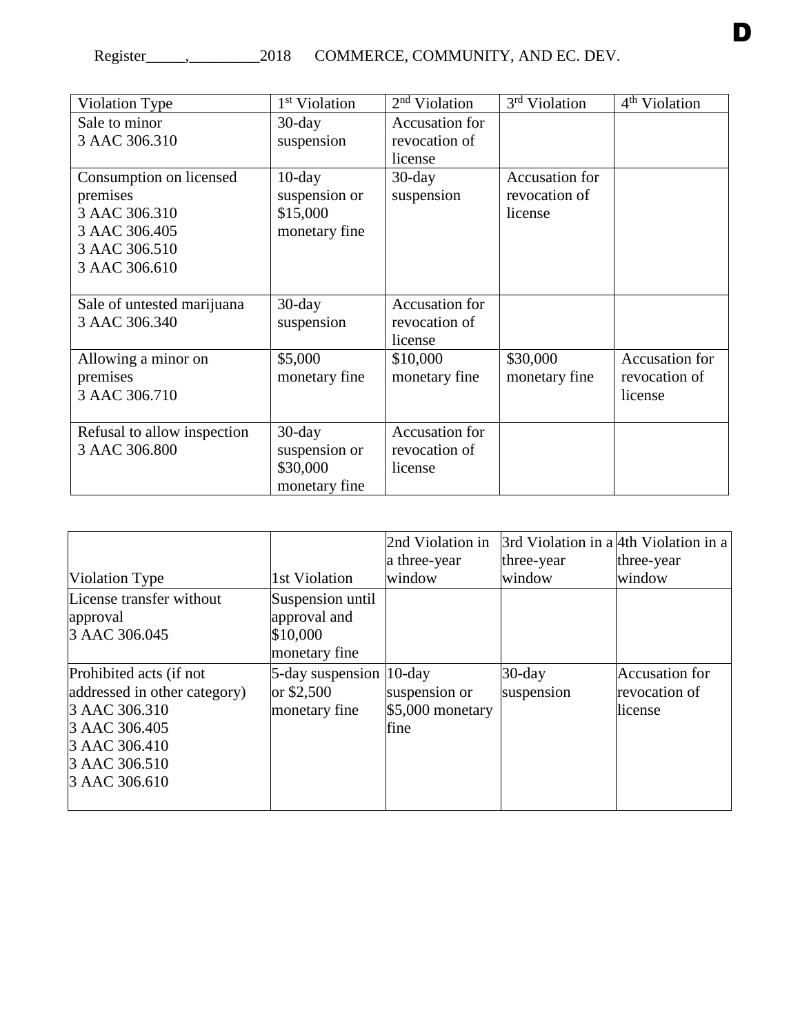| Violation Type | 1st Violation | 2nd Violation | 3rd Violation | 4th Violation |
|---|---|---|---|---|
| Sale to minor<br>3 AAC 306.310 | 30-day suspension | Accusation for revocation of license | | |
| Consumption on licensed premises<br>3 AAC 306.310<br>3 AAC 306.405<br>3 AAC 306.510<br>3 AAC 306.610 | 10-day suspension or $15,000 monetary fine | 30-day suspension | Accusation for revocation of license | |
| Sale of untested marijuana<br>3 AAC 306.340 | 30-day suspension | Accusation for revocation of license | | |
| Allowing a minor on premises<br>3 AAC 306.710 | $5,000 monetary fine | $10,000 monetary fine | $30,000 monetary fine | Accusation for revocation of license |
| Refusal to allow inspection<br>3 AAC 306.800 | 30-day suspension or $30,000 monetary fine | Accusation for revocation of license | | |

| Violation Type | 1st Violation | 2nd Violation in a three-year window | 3rd Violation in a three-year window | 4th Violation in a three-year window |
|---|---|---|---|---|
| License transfer without approval<br>3 AAC 306.045 | Suspension until approval and $10,000 monetary fine | | | |
| Prohibited acts (if not addressed in other category)<br>3 AAC 306.310<br>3 AAC 306.405<br>3 AAC 306.410<br>3 AAC 306.510<br>3 AAC 306.610 | 5-day suspension or $2,500 monetary fine | 10-day suspension or $5,000 monetary fine | 30-day suspension | Accusation for revocation of license |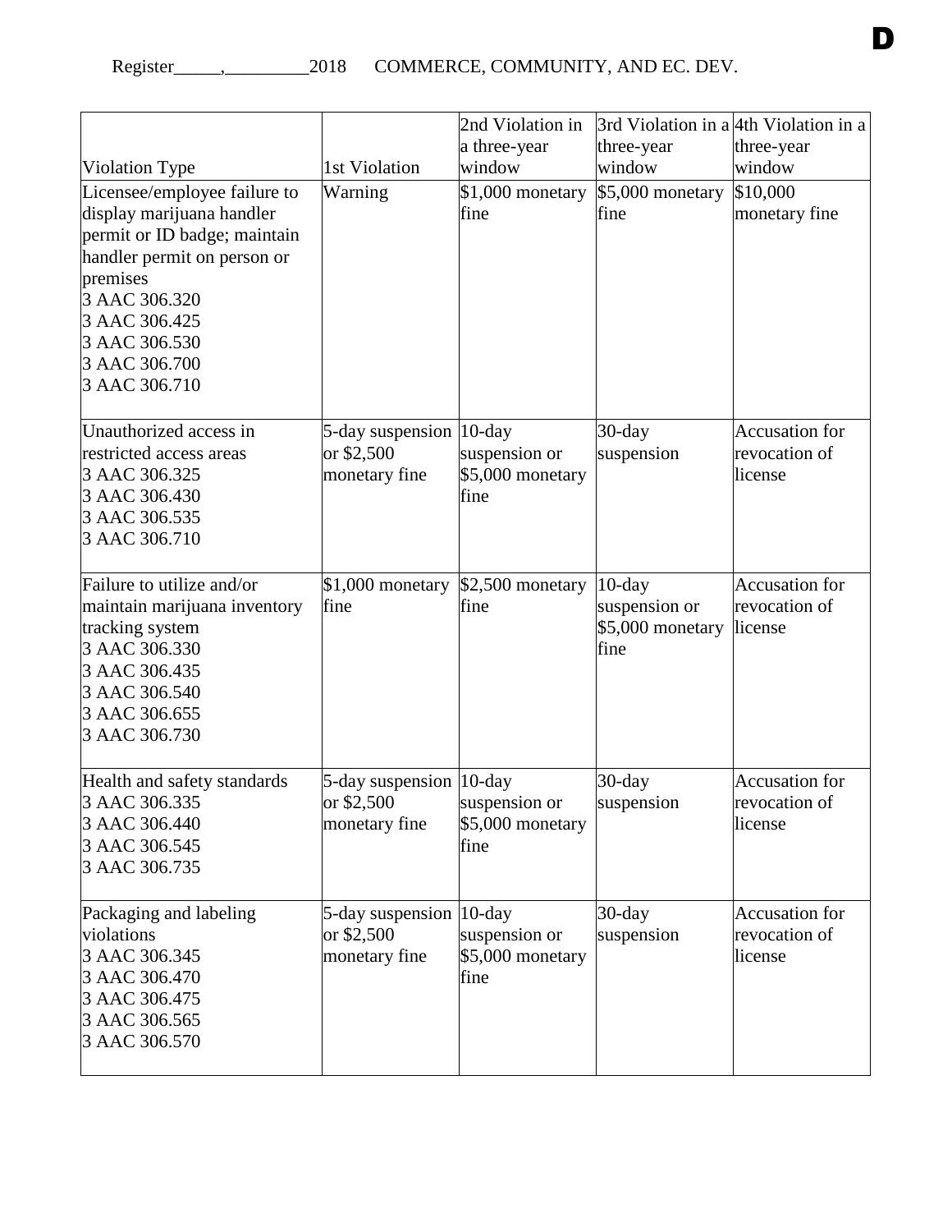| Violation Type | 1st Violation | 2nd Violation in a three-year window | 3rd Violation in a three-year window | 4th Violation in a three-year window |
|---|---|---|---|---|
| Licensee/employee failure to display marijuana handler permit or ID badge; maintain handler permit on person or premises<br>3 AAC 306.320<br>3 AAC 306.425<br>3 AAC 306.530<br>3 AAC 306.700<br>3 AAC 306.710 | Warning | $1,000 monetary fine | $5,000 monetary fine | $10,000 monetary fine |
| Unauthorized access in restricted access areas<br>3 AAC 306.325<br>3 AAC 306.430<br>3 AAC 306.535<br>3 AAC 306.710 | 5-day suspension or $2,500 monetary fine | 10-day suspension or $5,000 monetary fine | 30-day suspension | Accusation for revocation of license |
| Failure to utilize and/or maintain marijuana inventory tracking system<br>3 AAC 306.330<br>3 AAC 306.435<br>3 AAC 306.540<br>3 AAC 306.655<br>3 AAC 306.730 | $1,000 monetary fine | $2,500 monetary fine | 10-day suspension or $5,000 monetary fine | Accusation for revocation of license |
| Health and safety standards<br>3 AAC 306.335<br>3 AAC 306.440<br>3 AAC 306.545<br>3 AAC 306.735 | 5-day suspension or $2,500 monetary fine | 10-day suspension or $5,000 monetary fine | 30-day suspension | Accusation for revocation of license |
| Packaging and labeling violations<br>3 AAC 306.345<br>3 AAC 306.470<br>3 AAC 306.475<br>3 AAC 306.565<br>3 AAC 306.570 | 5-day suspension or $2,500 monetary fine | 10-day suspension or $5,000 monetary fine | 30-day suspension | Accusation for revocation of license |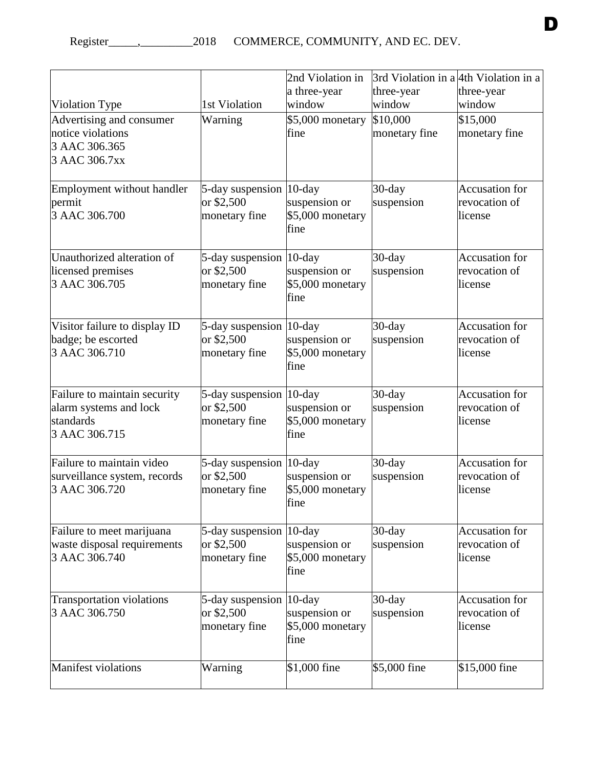| Violation Type | 1st Violation | 2nd Violation in a three-year window | 3rd Violation in a three-year window | 4th Violation in a three-year window |
|---|---|---|---|---|
| Advertising and consumer notice violations<br>3 AAC 306.365<br>3 AAC 306.7xx | Warning | \$5,000 monetary fine | \$10,000 monetary fine | \$15,000 monetary fine |
| Employment without handler permit<br>3 AAC 306.700 | 5-day suspension or \$2,500 monetary fine | 10-day suspension or \$5,000 monetary fine | 30-day suspension | Accusation for revocation of license |
| Unauthorized alteration of licensed premises<br>3 AAC 306.705 | 5-day suspension or \$2,500 monetary fine | 10-day suspension or \$5,000 monetary fine | 30-day suspension | Accusation for revocation of license |
| Visitor failure to display ID badge; be escorted<br>3 AAC 306.710 | 5-day suspension or \$2,500 monetary fine | 10-day suspension or \$5,000 monetary fine | 30-day suspension | Accusation for revocation of license |
| Failure to maintain security alarm systems and lock standards<br>3 AAC 306.715 | 5-day suspension or \$2,500 monetary fine | 10-day suspension or \$5,000 monetary fine | 30-day suspension | Accusation for revocation of license |
| Failure to maintain video surveillance system, records<br>3 AAC 306.720 | 5-day suspension or \$2,500 monetary fine | 10-day suspension or \$5,000 monetary fine | 30-day suspension | Accusation for revocation of license |
| Failure to meet marijuana waste disposal requirements<br>3 AAC 306.740 | 5-day suspension or \$2,500 monetary fine | 10-day suspension or \$5,000 monetary fine | 30-day suspension | Accusation for revocation of license |
| Transportation violations<br>3 AAC 306.750 | 5-day suspension or \$2,500 monetary fine | 10-day suspension or \$5,000 monetary fine | 30-day suspension | Accusation for revocation of license |
| Manifest violations | Warning | \$1,000 fine | \$5,000 fine | \$15,000 fine |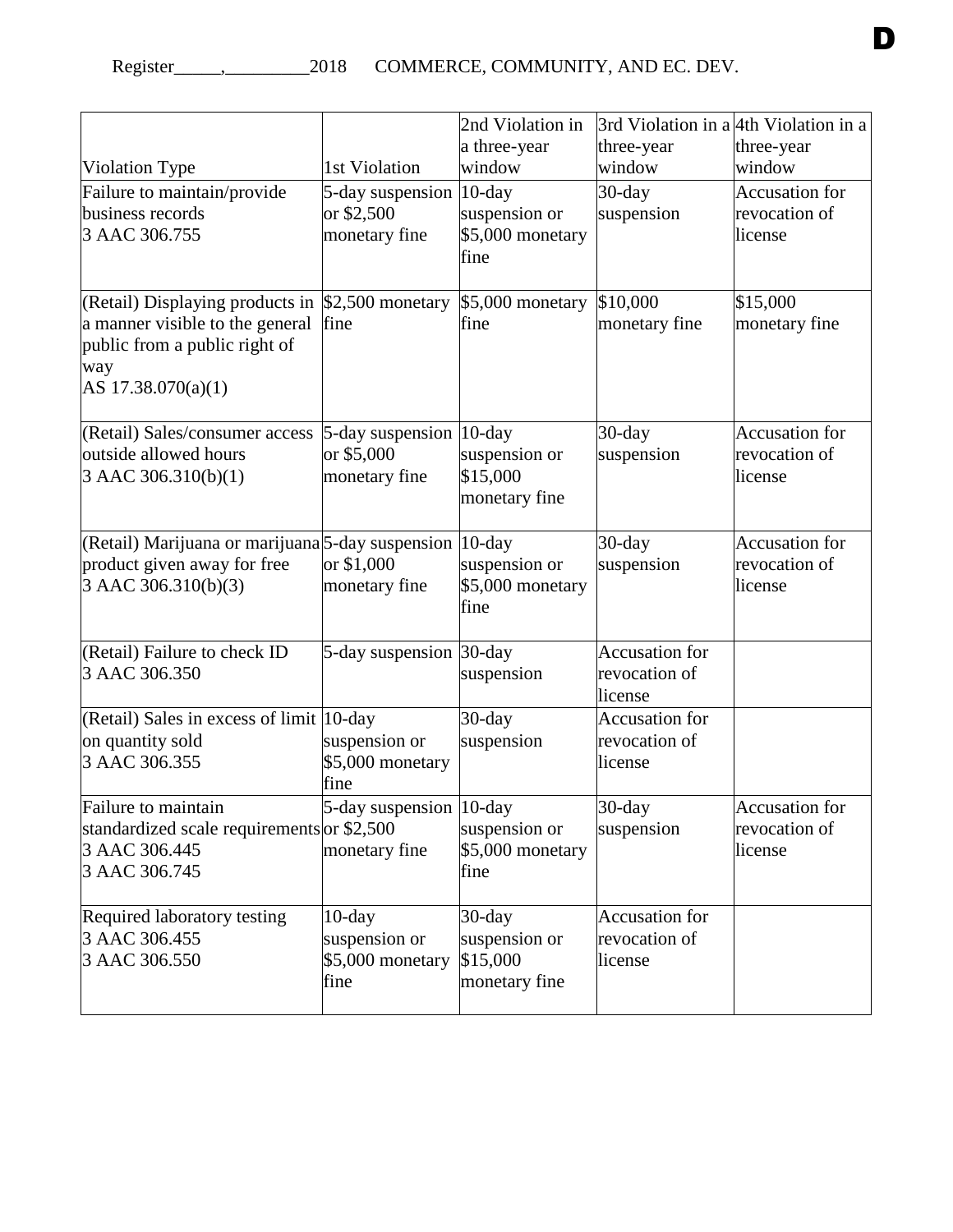| Violation Type | 1st Violation | 2nd Violation in a three-year window | 3rd Violation in a three-year window | 4th Violation in a three-year window |
|---|---|---|---|---|
| Failure to maintain/provide business records 3 AAC 306.755 | 5-day suspension or $2,500 monetary fine | 10-day suspension or $5,000 monetary fine | 30-day suspension | Accusation for revocation of license |
| (Retail) Displaying products in a manner visible to the general public from a public right of way AS 17.38.070(a)(1) | $2,500 monetary fine | $5,000 monetary fine | $10,000 monetary fine | $15,000 monetary fine |
| (Retail) Sales/consumer access outside allowed hours 3 AAC 306.310(b)(1) | 5-day suspension or $5,000 monetary fine | 10-day suspension or $15,000 monetary fine | 30-day suspension | Accusation for revocation of license |
| (Retail) Marijuana or marijuana product given away for free 3 AAC 306.310(b)(3) | 5-day suspension or $1,000 monetary fine | 10-day suspension or $5,000 monetary fine | 30-day suspension | Accusation for revocation of license |
| (Retail) Failure to check ID 3 AAC 306.350 | 5-day suspension | 30-day suspension | Accusation for revocation of license | |
| (Retail) Sales in excess of limit on quantity sold 3 AAC 306.355 | 10-day suspension or $5,000 monetary fine | 30-day suspension | Accusation for revocation of license | |
| Failure to maintain standardized scale requirements 3 AAC 306.445 3 AAC 306.745 | 5-day suspension or $2,500 monetary fine | 10-day suspension or $5,000 monetary fine | 30-day suspension | Accusation for revocation of license |
| Required laboratory testing 3 AAC 306.455 3 AAC 306.550 | 10-day suspension or $5,000 monetary fine | 30-day suspension or $15,000 monetary fine | Accusation for revocation of license | |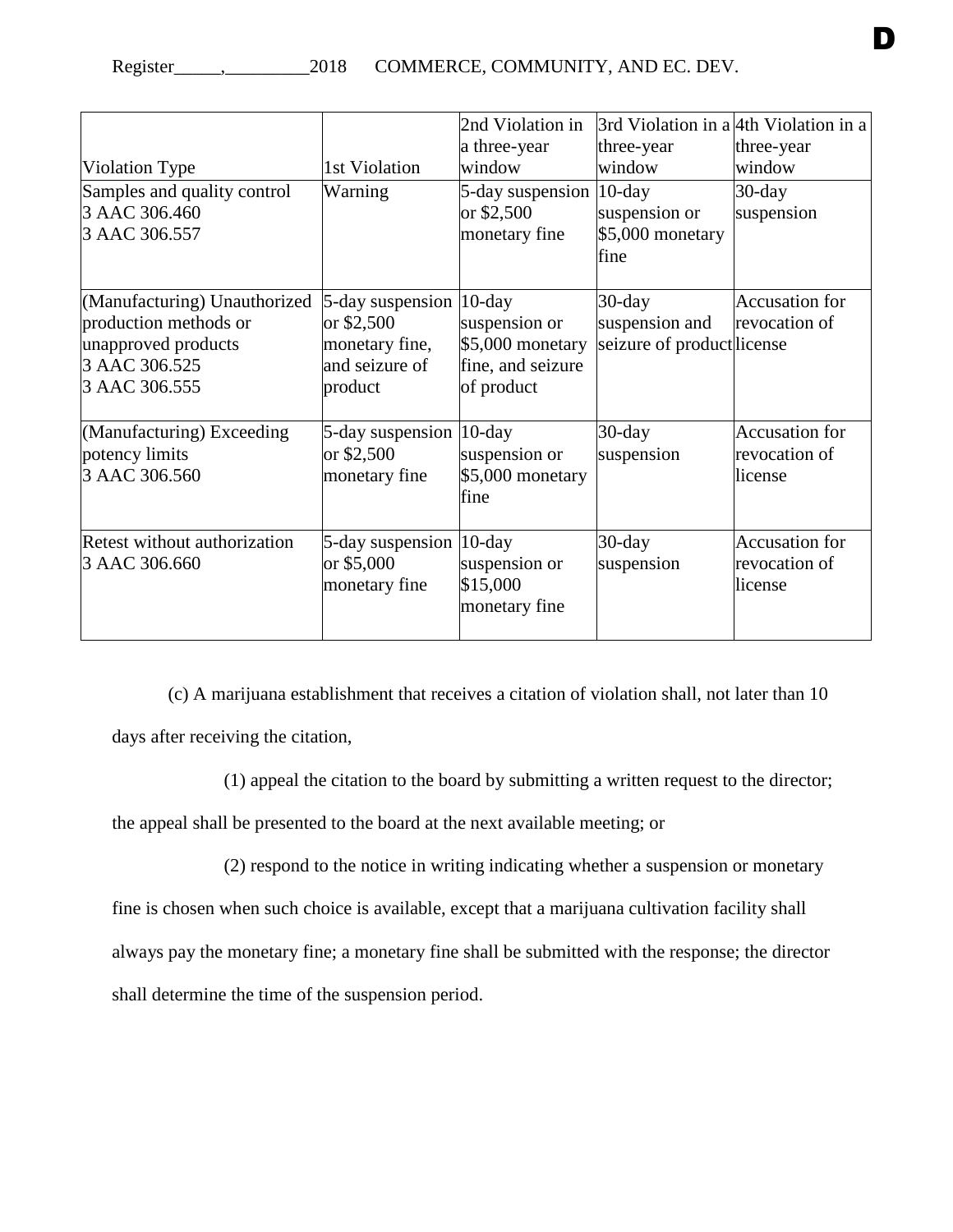| Violation Type | 1st Violation | 2nd Violation in a three-year window | 3rd Violation in a three-year window | 4th Violation in a three-year window |
|---|---|---|---|---|
| Samples and quality control 3 AAC 306.460 3 AAC 306.557 | Warning | 5-day suspension or $2,500 monetary fine | 10-day suspension or $5,000 monetary fine | 30-day suspension |
| (Manufacturing) Unauthorized production methods or unapproved products 3 AAC 306.525 3 AAC 306.555 | 5-day suspension or $2,500 monetary fine, and seizure of product | 10-day suspension or $5,000 monetary fine, and seizure of product | 30-day suspension and seizure of product | Accusation for revocation of license |
| (Manufacturing) Exceeding potency limits 3 AAC 306.560 | 5-day suspension or $2,500 monetary fine | 10-day suspension or $5,000 monetary fine | 30-day suspension | Accusation for revocation of license |
| Retest without authorization 3 AAC 306.660 | 5-day suspension or $5,000 monetary fine | 10-day suspension or $15,000 monetary fine | 30-day suspension | Accusation for revocation of license |

(c) A marijuana establishment that receives a citation of violation shall, not later than 10 days after receiving the citation,

(1) appeal the citation to the board by submitting a written request to the director; the appeal shall be presented to the board at the next available meeting; or

(2) respond to the notice in writing indicating whether a suspension or monetary fine is chosen when such choice is available, except that a marijuana cultivation facility shall always pay the monetary fine; a monetary fine shall be submitted with the response; the director shall determine the time of the suspension period.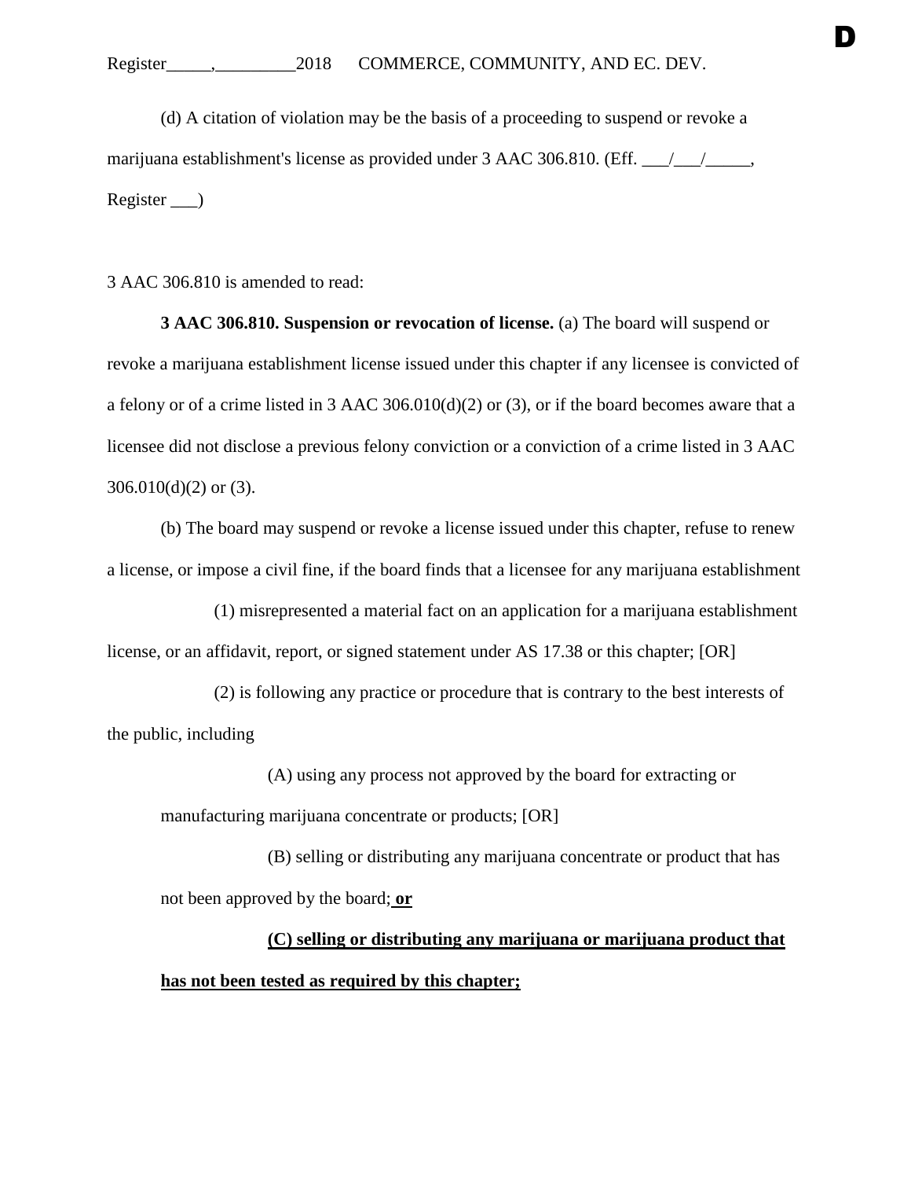(d) A citation of violation may be the basis of a proceeding to suspend or revoke a marijuana establishment's license as provided under 3 AAC 306.810. (Eff. ___/___/_____, Register ___)

3 AAC 306.810 is amended to read:

**3 AAC 306.810. Suspension or revocation of license.** (a) The board will suspend or revoke a marijuana establishment license issued under this chapter if any licensee is convicted of a felony or of a crime listed in 3 AAC 306.010(d)(2) or (3), or if the board becomes aware that a licensee did not disclose a previous felony conviction or a conviction of a crime listed in 3 AAC 306.010(d)(2) or (3).

(b) The board may suspend or revoke a license issued under this chapter, refuse to renew a license, or impose a civil fine, if the board finds that a licensee for any marijuana establishment

(1) misrepresented a material fact on an application for a marijuana establishment license, or an affidavit, report, or signed statement under AS 17.38 or this chapter; [OR]

(2) is following any practice or procedure that is contrary to the best interests of the public, including

(A) using any process not approved by the board for extracting or manufacturing marijuana concentrate or products; [OR]

(B) selling or distributing any marijuana concentrate or product that has not been approved by the board; **or**

**(C) selling or distributing any marijuana or marijuana product that has not been tested as required by this chapter;**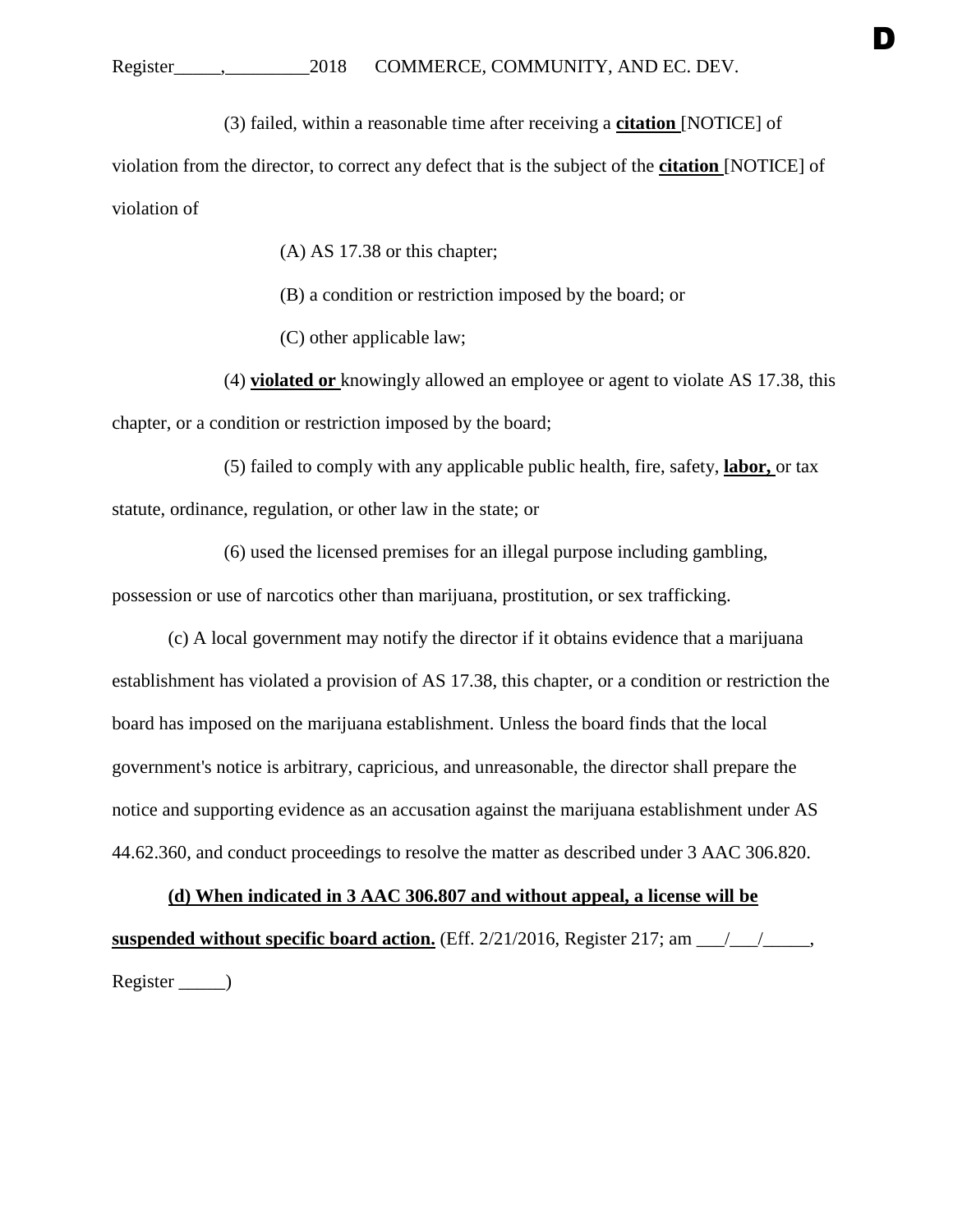(3) failed, within a reasonable time after receiving a **citation** [NOTICE] of violation from the director, to correct any defect that is the subject of the **citation** [NOTICE] of violation of

(A) AS 17.38 or this chapter;

(B) a condition or restriction imposed by the board; or

(C) other applicable law;

(4) **violated or** knowingly allowed an employee or agent to violate AS 17.38, this chapter, or a condition or restriction imposed by the board;

(5) failed to comply with any applicable public health, fire, safety, **labor,** or tax statute, ordinance, regulation, or other law in the state; or

(6) used the licensed premises for an illegal purpose including gambling, possession or use of narcotics other than marijuana, prostitution, or sex trafficking.

(c) A local government may notify the director if it obtains evidence that a marijuana establishment has violated a provision of AS 17.38, this chapter, or a condition or restriction the board has imposed on the marijuana establishment. Unless the board finds that the local government's notice is arbitrary, capricious, and unreasonable, the director shall prepare the notice and supporting evidence as an accusation against the marijuana establishment under AS 44.62.360, and conduct proceedings to resolve the matter as described under 3 AAC 306.820.

**(d) When indicated in 3 AAC 306.807 and without appeal, a license will be suspended without specific board action.** (Eff. 2/21/2016, Register 217; am \_\_\_/\_\_\_/\_\_\_\_\_, Register \_\_\_\_\_)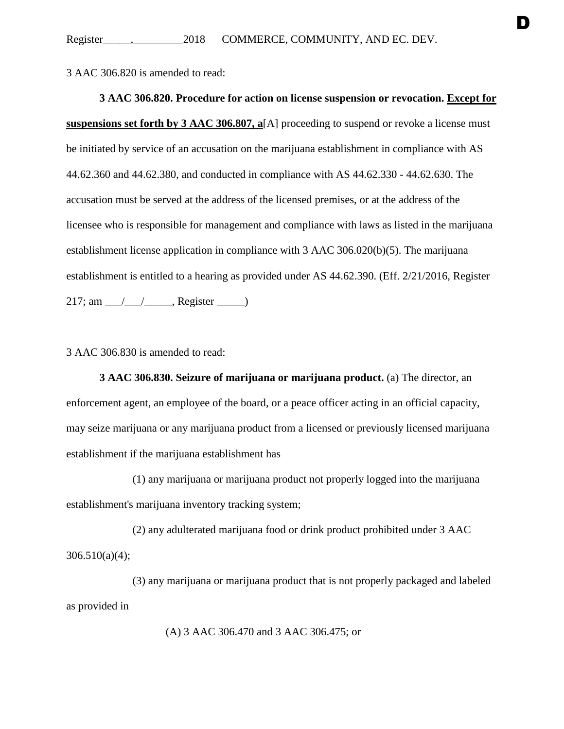3 AAC 306.820 is amended to read:

**3 AAC 306.820. Procedure for action on license suspension or revocation.** **Except for suspensions set forth by 3 AAC 306.807, a**[A] proceeding to suspend or revoke a license must be initiated by service of an accusation on the marijuana establishment in compliance with AS 44.62.360 and 44.62.380, and conducted in compliance with AS 44.62.330 - 44.62.630. The accusation must be served at the address of the licensed premises, or at the address of the licensee who is responsible for management and compliance with laws as listed in the marijuana establishment license application in compliance with 3 AAC 306.020(b)(5). The marijuana establishment is entitled to a hearing as provided under AS 44.62.390. (Eff. 2/21/2016, Register 217; am \_\_\_/\_\_\_/\_\_\_\_\_, Register \_\_\_\_\_)

3 AAC 306.830 is amended to read:

**3 AAC 306.830. Seizure of marijuana or marijuana product.** (a) The director, an enforcement agent, an employee of the board, or a peace officer acting in an official capacity, may seize marijuana or any marijuana product from a licensed or previously licensed marijuana establishment if the marijuana establishment has

(1) any marijuana or marijuana product not properly logged into the marijuana establishment's marijuana inventory tracking system;

(2) any adulterated marijuana food or drink product prohibited under 3 AAC 306.510(a)(4);

(3) any marijuana or marijuana product that is not properly packaged and labeled as provided in

(A) 3 AAC 306.470 and 3 AAC 306.475; or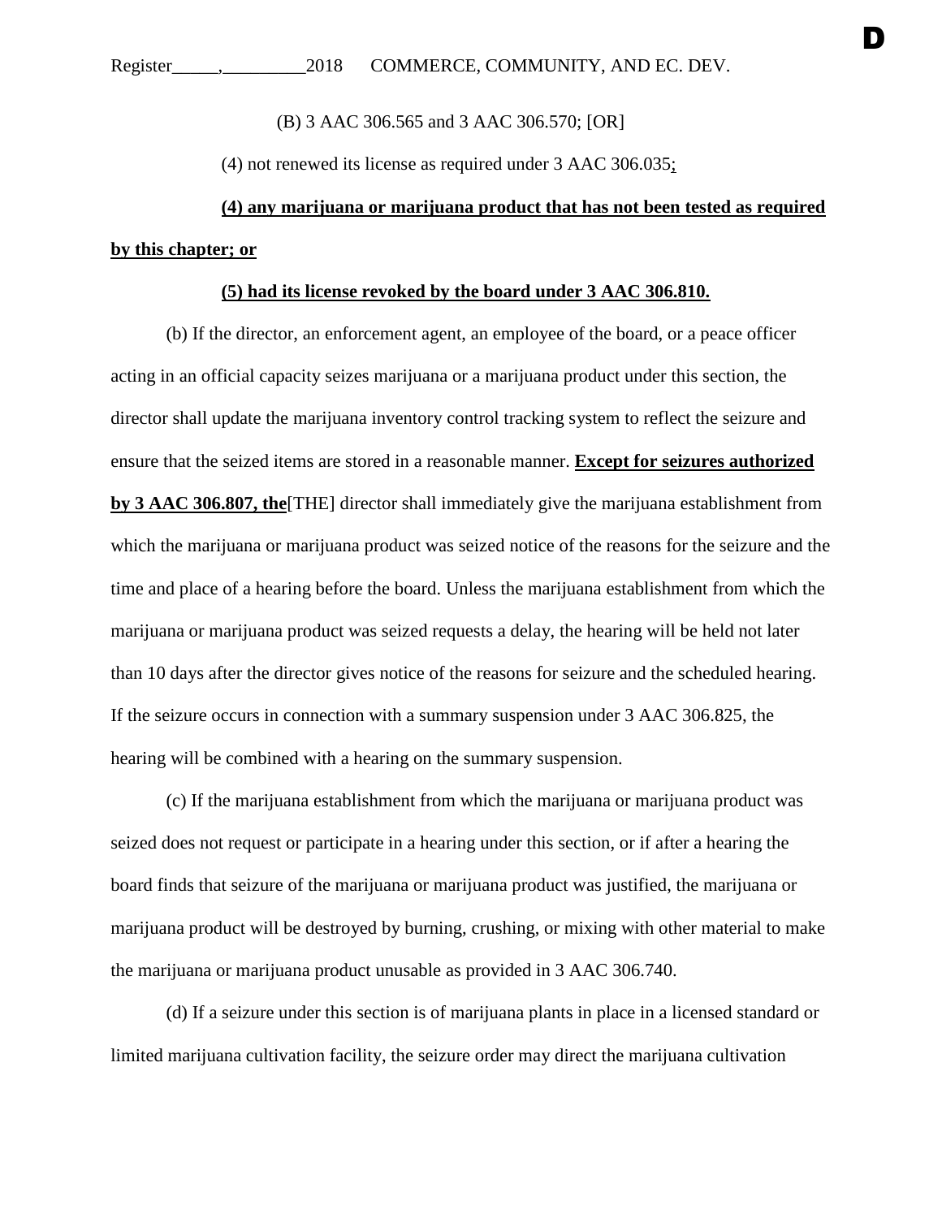(B) 3 AAC 306.565 and 3 AAC 306.570; [OR]

(4) not renewed its license as required under 3 AAC 306.035;

**(4) any marijuana or marijuana product that has not been tested as required by this chapter; or**

**(5) had its license revoked by the board under 3 AAC 306.810.**

(b) If the director, an enforcement agent, an employee of the board, or a peace officer acting in an official capacity seizes marijuana or a marijuana product under this section, the director shall update the marijuana inventory control tracking system to reflect the seizure and ensure that the seized items are stored in a reasonable manner. **Except for seizures authorized by 3 AAC 306.807, the**[THE] director shall immediately give the marijuana establishment from which the marijuana or marijuana product was seized notice of the reasons for the seizure and the time and place of a hearing before the board. Unless the marijuana establishment from which the marijuana or marijuana product was seized requests a delay, the hearing will be held not later than 10 days after the director gives notice of the reasons for seizure and the scheduled hearing. If the seizure occurs in connection with a summary suspension under 3 AAC 306.825, the hearing will be combined with a hearing on the summary suspension.

(c) If the marijuana establishment from which the marijuana or marijuana product was seized does not request or participate in a hearing under this section, or if after a hearing the board finds that seizure of the marijuana or marijuana product was justified, the marijuana or marijuana product will be destroyed by burning, crushing, or mixing with other material to make the marijuana or marijuana product unusable as provided in 3 AAC 306.740.

(d) If a seizure under this section is of marijuana plants in place in a licensed standard or limited marijuana cultivation facility, the seizure order may direct the marijuana cultivation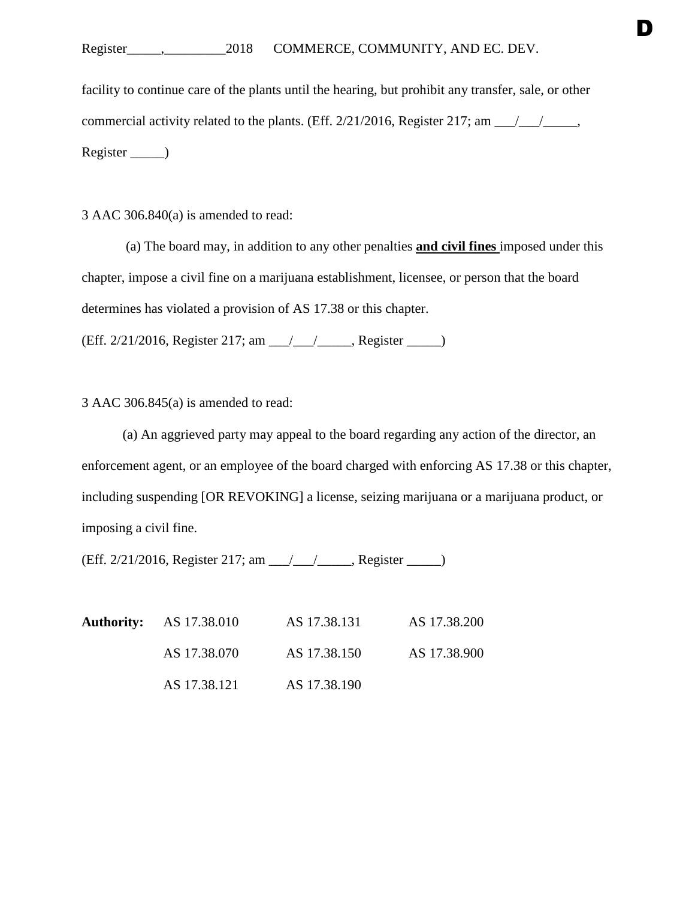facility to continue care of the plants until the hearing, but prohibit any transfer, sale, or other commercial activity related to the plants. (Eff. 2/21/2016, Register 217; am ___/___/_____, Register _____)

3 AAC 306.840(a) is amended to read:

(a) The board may, in addition to any other penalties **<u>and civil fines</u>** imposed under this chapter, impose a civil fine on a marijuana establishment, licensee, or person that the board determines has violated a provision of AS 17.38 or this chapter.

(Eff. 2/21/2016, Register 217; am ___/___/_____, Register _____)

3 AAC 306.845(a) is amended to read:

(a) An aggrieved party may appeal to the board regarding any action of the director, an enforcement agent, or an employee of the board charged with enforcing AS 17.38 or this chapter, including suspending [OR REVOKING] a license, seizing marijuana or a marijuana product, or imposing a civil fine.

(Eff. 2/21/2016, Register 217; am ___/___/_____, Register _____)

| | | | |
|---|---|---|---|
| **Authority:** | AS 17.38.010 | AS 17.38.131 | AS 17.38.200 |
| | AS 17.38.070 | AS 17.38.150 | AS 17.38.900 |
| | AS 17.38.121 | AS 17.38.190 | |